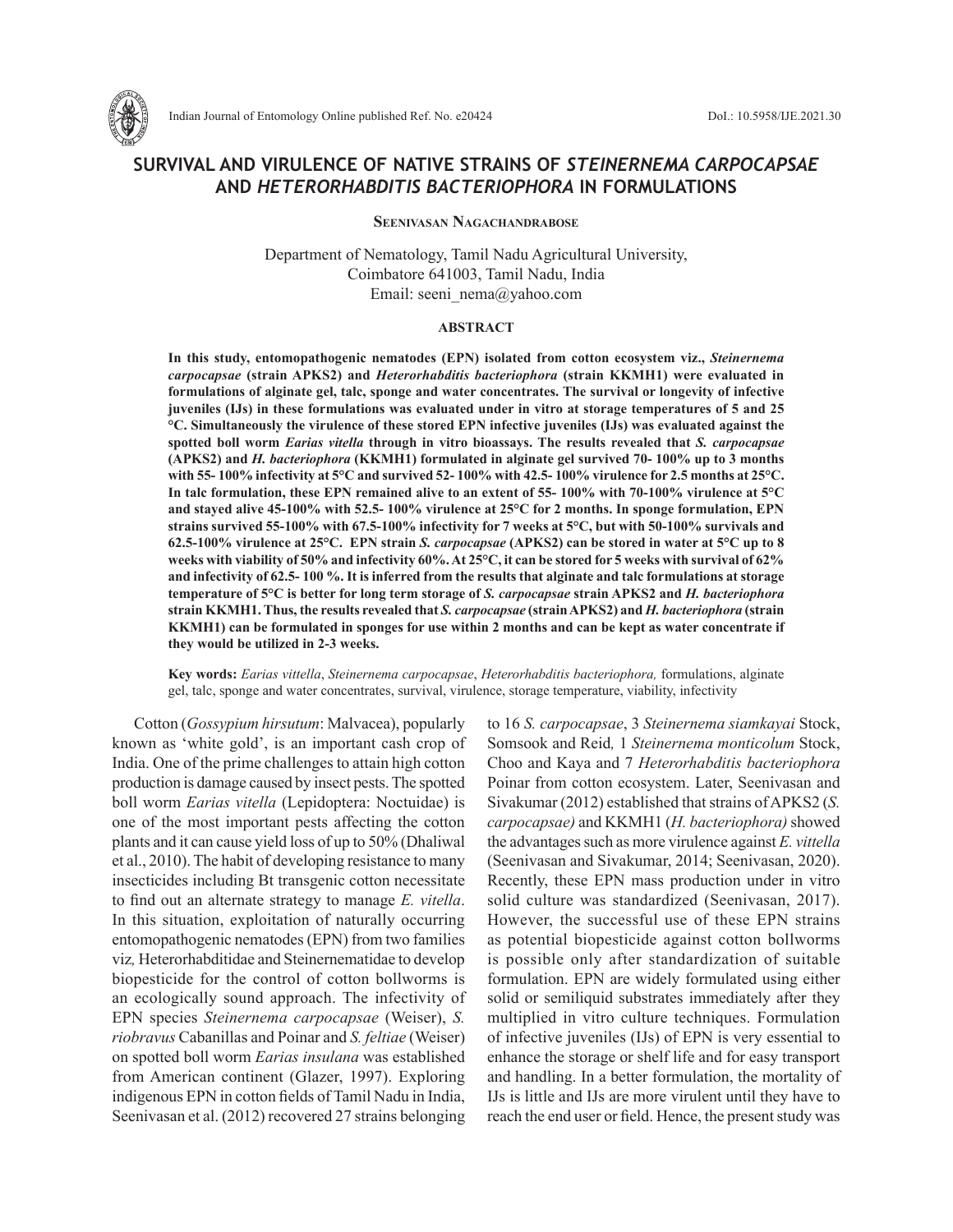# SURVIVAL AND VIRULENCE OF NATIVE STRAINS OF *STEINERNEMA CARPOCAPSAE* AND *HETERORHABDITIS BACTERIOPHORA* IN FORMULATIONS

**Seenivasan Nagachandrabose**

Department of Nematology, Tamil Nadu Agricultural University, Coimbatore 641003, Tamil Nadu, India
Email: seeni_nema@yahoo.com

## ABSTRACT

**In this study, entomopathogenic nematodes (EPN) isolated from cotton ecosystem viz., *Steinernema carpocapsae* (strain APKS2) and *Heterorhabditis bacteriophora* (strain KKMH1) were evaluated in formulations of alginate gel, talc, sponge and water concentrates. The survival or longevity of infective juveniles (IJs) in these formulations was evaluated under in vitro at storage temperatures of 5 and 25 °C. Simultaneously the virulence of these stored EPN infective juveniles (IJs) was evaluated against the spotted boll worm *Earias vittella* through in vitro bioassays. The results revealed that *S. carpocapsae* (APKS2) and *H. bacteriophora* (KKMH1) formulated in alginate gel survived 70- 100% up to 3 months with 55- 100% infectivity at 5°C and survived 52- 100% with 42.5- 100% virulence for 2.5 months at 25°C. In talc formulation, these EPN remained alive to an extent of 55- 100% with 70-100% virulence at 5°C and stayed alive 45-100% with 52.5- 100% virulence at 25°C for 2 months. In sponge formulation, EPN strains survived 55-100% with 67.5-100% infectivity for 7 weeks at 5°C, but with 50-100% survivals and 62.5-100% virulence at 25°C. EPN strain *S. carpocapsae* (APKS2) can be stored in water at 5°C up to 8 weeks with viability of 50% and infectivity 60%. At 25°C, it can be stored for 5 weeks with survival of 62% and infectivity of 62.5- 100 %. It is inferred from the results that alginate and talc formulations at storage temperature of 5°C is better for long term storage of *S. carpocapsae* strain APKS2 and *H. bacteriophora* strain KKMH1. Thus, the results revealed that *S. carpocapsae* (strain APKS2) and *H. bacteriophora* (strain KKMH1) can be formulated in sponges for use within 2 months and can be kept as water concentrate if they would be utilized in 2-3 weeks.**

**Key words:** *Earias vittella*, *Steinernema carpocapsae*, *Heterorhabditis bacteriophora,* formulations, alginate gel, talc, sponge and water concentrates, survival, virulence, storage temperature, viability, infectivity

Cotton (*Gossypium hirsutum*: Malvacea), popularly known as 'white gold', is an important cash crop of India. One of the prime challenges to attain high cotton production is damage caused by insect pests. The spotted boll worm *Earias vitella* (Lepidoptera: Noctuidae) is one of the most important pests affecting the cotton plants and it can cause yield loss of up to 50% (Dhaliwal et al., 2010). The habit of developing resistance to many insecticides including Bt transgenic cotton necessitate to find out an alternate strategy to manage *E. vitella*. In this situation, exploitation of naturally occurring entomopathogenic nematodes (EPN) from two families viz*,* Heterorhabditidae and Steinernematidae to develop biopesticide for the control of cotton bollworms is an ecologically sound approach. The infectivity of EPN species *Steinernema carpocapsae* (Weiser), *S. riobravus* Cabanillas and Poinar and *S. feltiae* (Weiser) on spotted boll worm *Earias insulana* was established from American continent (Glazer, 1997). Exploring indigenous EPN in cotton fields of Tamil Nadu in India, Seenivasan et al. (2012) recovered 27 strains belonging to 16 *S. carpocapsae*, 3 *Steinernema siamkayai* Stock, Somsook and Reid*,* 1 *Steinernema monticolum* Stock, Choo and Kaya and 7 *Heterorhabditis bacteriophora* Poinar from cotton ecosystem. Later, Seenivasan and Sivakumar (2012) established that strains of APKS2 (*S. carpocapsae)* and KKMH1 (*H. bacteriophora)* showed the advantages such as more virulence against *E. vittella* (Seenivasan and Sivakumar, 2014; Seenivasan, 2020). Recently, these EPN mass production under in vitro solid culture was standardized (Seenivasan, 2017). However, the successful use of these EPN strains as potential biopesticide against cotton bollworms is possible only after standardization of suitable formulation. EPN are widely formulated using either solid or semiliquid substrates immediately after they multiplied in vitro culture techniques. Formulation of infective juveniles (IJs) of EPN is very essential to enhance the storage or shelf life and for easy transport and handling. In a better formulation, the mortality of IJs is little and IJs are more virulent until they have to reach the end user or field. Hence, the present study was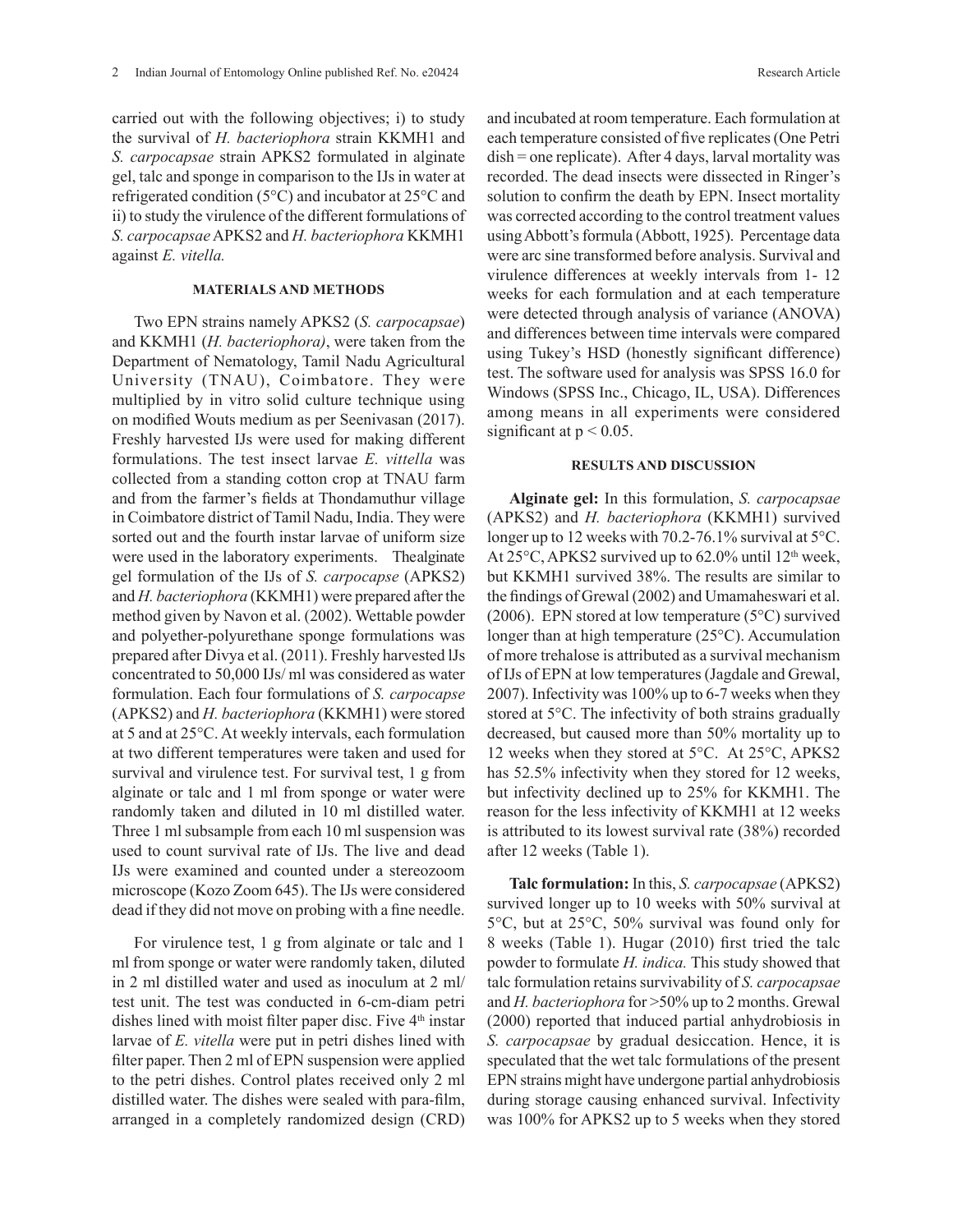carried out with the following objectives; i) to study the survival of *H. bacteriophora* strain KKMH1 and *S. carpocapsae* strain APKS2 formulated in alginate gel, talc and sponge in comparison to the IJs in water at refrigerated condition (5°C) and incubator at 25°C and ii) to study the virulence of the different formulations of *S. carpocapsae* APKS2 and *H. bacteriophora* KKMH1 against *E. vitella.*

## MATERIALS AND METHODS

Two EPN strains namely APKS2 (*S. carpocapsae*) and KKMH1 (*H. bacteriophora)*, were taken from the Department of Nematology, Tamil Nadu Agricultural University (TNAU), Coimbatore. They were multiplied by in vitro solid culture technique using on modified Wouts medium as per Seenivasan (2017). Freshly harvested IJs were used for making different formulations. The test insect larvae *E. vittella* was collected from a standing cotton crop at TNAU farm and from the farmer's fields at Thondamuthur village in Coimbatore district of Tamil Nadu, India. They were sorted out and the fourth instar larvae of uniform size were used in the laboratory experiments. Thealginate gel formulation of the IJs of *S. carpocapse* (APKS2) and *H. bacteriophora* (KKMH1) were prepared after the method given by Navon et al. (2002). Wettable powder and polyether-polyurethane sponge formulations was prepared after Divya et al. (2011). Freshly harvested IJs concentrated to 50,000 IJs/ ml was considered as water formulation. Each four formulations of *S. carpocapse* (APKS2) and *H. bacteriophora* (KKMH1) were stored at 5 and at 25°C. At weekly intervals, each formulation at two different temperatures were taken and used for survival and virulence test. For survival test, 1 g from alginate or talc and 1 ml from sponge or water were randomly taken and diluted in 10 ml distilled water. Three 1 ml subsample from each 10 ml suspension was used to count survival rate of IJs. The live and dead IJs were examined and counted under a stereozoom microscope (Kozo Zoom 645). The IJs were considered dead if they did not move on probing with a fine needle.

For virulence test, 1 g from alginate or talc and 1 ml from sponge or water were randomly taken, diluted in 2 ml distilled water and used as inoculum at 2 ml/ test unit. The test was conducted in 6-cm-diam petri dishes lined with moist filter paper disc. Five 4th instar larvae of *E. vitella* were put in petri dishes lined with filter paper. Then 2 ml of EPN suspension were applied to the petri dishes. Control plates received only 2 ml distilled water. The dishes were sealed with para-film, arranged in a completely randomized design (CRD) and incubated at room temperature. Each formulation at each temperature consisted of five replicates (One Petri dish = one replicate). After 4 days, larval mortality was recorded. The dead insects were dissected in Ringer's solution to confirm the death by EPN. Insect mortality was corrected according to the control treatment values using Abbott's formula (Abbott, 1925). Percentage data were arc sine transformed before analysis. Survival and virulence differences at weekly intervals from 1- 12 weeks for each formulation and at each temperature were detected through analysis of variance (ANOVA) and differences between time intervals were compared using Tukey's HSD (honestly significant difference) test. The software used for analysis was SPSS 16.0 for Windows (SPSS Inc., Chicago, IL, USA). Differences among means in all experiments were considered significant at $p < 0.05$.

## RESULTS AND DISCUSSION

**Alginate gel:** In this formulation, *S. carpocapsae* (APKS2) and *H. bacteriophora* (KKMH1) survived longer up to 12 weeks with 70.2-76.1% survival at 5°C. At 25°C, APKS2 survived up to 62.0% until 12th week, but KKMH1 survived 38%. The results are similar to the findings of Grewal (2002) and Umamaheswari et al. (2006). EPN stored at low temperature (5°C) survived longer than at high temperature (25°C). Accumulation of more trehalose is attributed as a survival mechanism of IJs of EPN at low temperatures (Jagdale and Grewal, 2007). Infectivity was 100% up to 6-7 weeks when they stored at 5°C. The infectivity of both strains gradually decreased, but caused more than 50% mortality up to 12 weeks when they stored at 5°C. At 25°C, APKS2 has 52.5% infectivity when they stored for 12 weeks, but infectivity declined up to 25% for KKMH1. The reason for the less infectivity of KKMH1 at 12 weeks is attributed to its lowest survival rate (38%) recorded after 12 weeks (Table 1).

**Talc formulation:** In this, *S. carpocapsae* (APKS2) survived longer up to 10 weeks with 50% survival at 5°C, but at 25°C, 50% survival was found only for 8 weeks (Table 1). Hugar (2010) first tried the talc powder to formulate *H. indica.* This study showed that talc formulation retains survivability of *S. carpocapsae* and *H. bacteriophora* for >50% up to 2 months. Grewal (2000) reported that induced partial anhydrobiosis in *S. carpocapsae* by gradual desiccation. Hence, it is speculated that the wet talc formulations of the present EPN strains might have undergone partial anhydrobiosis during storage causing enhanced survival. Infectivity was 100% for APKS2 up to 5 weeks when they stored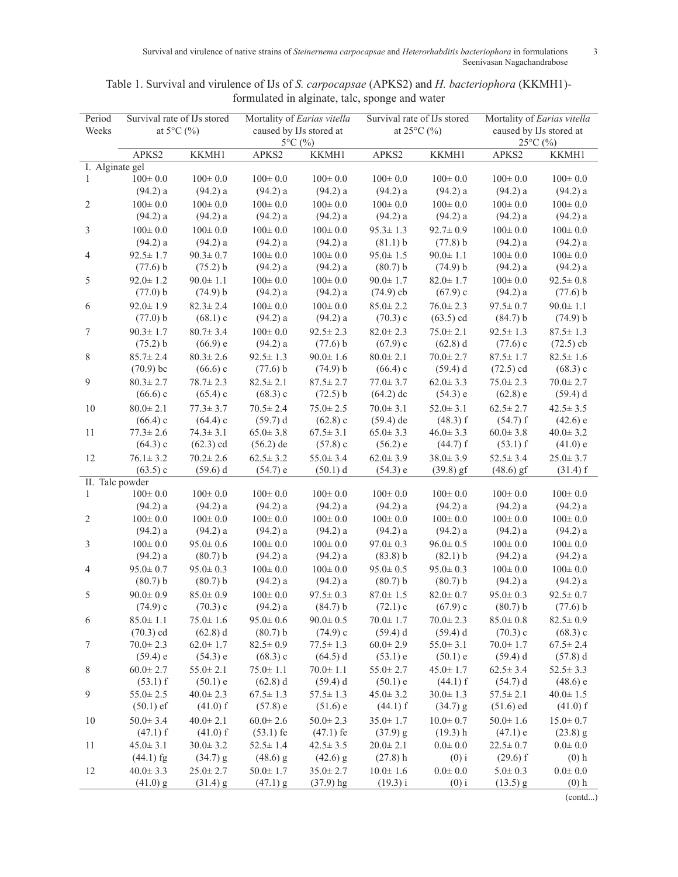Table 1. Survival and virulence of IJs of *S. carpocapsae* (APKS2) and *H. bacteriophora* (KKMH1)-formulated in alginate, talc, sponge and water

| Period Weeks | Survival rate of IJs stored at 5°C (%) | | Mortality of *Earias vitella* caused by IJs stored at 5°C (%) | | Survival rate of IJs stored at 25°C (%) | | Mortality of *Earias vitella* caused by IJs stored at 25°C (%) | |
|---|---|---|---|---|---|---|---|---|
| | APKS2 | KKMH1 | APKS2 | KKMH1 | APKS2 | KKMH1 | APKS2 | KKMH1 |
| I. Alginate gel | | | | | | | | |
| 1 | 100± 0.0 (94.2) a | 100± 0.0 (94.2) a | 100± 0.0 (94.2) a | 100± 0.0 (94.2) a | 100± 0.0 (94.2) a | 100± 0.0 (94.2) a | 100± 0.0 (94.2) a | 100± 0.0 (94.2) a |
| 2 | 100± 0.0 (94.2) a | 100± 0.0 (94.2) a | 100± 0.0 (94.2) a | 100± 0.0 (94.2) a | 100± 0.0 (94.2) a | 100± 0.0 (94.2) a | 100± 0.0 (94.2) a | 100± 0.0 (94.2) a |
| 3 | 100± 0.0 (94.2) a | 100± 0.0 (94.2) a | 100± 0.0 (94.2) a | 100± 0.0 (94.2) a | 95.3± 1.3 (81.1) b | 92.7± 0.9 (77.8) b | 100± 0.0 (94.2) a | 100± 0.0 (94.2) a |
| 4 | 92.5± 1.7 (77.6) b | 90.3± 0.7 (75.2) b | 100± 0.0 (94.2) a | 100± 0.0 (94.2) a | 95.0± 1.5 (80.7) b | 90.0± 1.1 (74.9) b | 100± 0.0 (94.2) a | 100± 0.0 (94.2) a |
| 5 | 92.0± 1.2 (77.0) b | 90.0± 1.1 (74.9) b | 100± 0.0 (94.2) a | 100± 0.0 (94.2) a | 90.0± 1.7 (74.9) cb | 82.0± 1.7 (67.9) c | 100± 0.0 (94.2) a | 92.5± 0.8 (77.6) b |
| 6 | 92.0± 1.9 (77.0) b | 82.3± 2.4 (68.1) c | 100± 0.0 (94.2) a | 100± 0.0 (94.2) a | 85.0± 2.2 (70.3) c | 76.0± 2.3 (63.5) cd | 97.5± 0.7 (84.7) b | 90.0± 1.1 (74.9) b |
| 7 | 90.3± 1.7 (75.2) b | 80.7± 3.4 (66.9) e | 100± 0.0 (94.2) a | 92.5± 2.3 (77.6) b | 82.0± 2.3 (67.9) c | 75.0± 2.1 (62.8) d | 92.5± 1.3 (77.6) c | 87.5± 1.3 (72.5) cb |
| 8 | 85.7± 2.4 (70.9) bc | 80.3± 2.6 (66.6) c | 92.5± 1.3 (77.6) b | 90.0± 1.6 (74.9) b | 80.0± 2.1 (66.4) c | 70.0± 2.7 (59.4) d | 87.5± 1.7 (72.5) cd | 82.5± 1.6 (68.3) c |
| 9 | 80.3± 2.7 (66.6) c | 78.7± 2.3 (65.4) c | 82.5± 2.1 (68.3) c | 87.5± 2.7 (72.5) b | 77.0± 3.7 (64.2) dc | 62.0± 3.3 (54.3) e | 75.0± 2.3 (62.8) e | 70.0± 2.7 (59.4) d |
| 10 | 80.0± 2.1 (66.4) c | 77.3± 3.7 (64.4) c | 70.5± 2.4 (59.7) d | 75.0± 2.5 (62.8) c | 70.0± 3.1 (59.4) de | 52.0± 3.1 (48.3) f | 62.5± 2.7 (54.7) f | 42.5± 3.5 (42.6) e |
| 11 | 77.3± 2.6 (64.3) c | 74.3± 3.1 (62.3) cd | 65.0± 3.8 (56.2) de | 67.5± 3.1 (57.8) c | 65.0± 3.3 (56.2) e | 46.0± 3.3 (44.7) f | 60.0± 3.8 (53.1) f | 40.0± 3.2 (41.0) e |
| 12 | 76.1± 3.2 (63.5) c | 70.2± 2.6 (59.6) d | 62.5± 3.2 (54.7) e | 55.0± 3.4 (50.1) d | 62.0± 3.9 (54.3) e | 38.0± 3.9 (39.8) gf | 52.5± 3.4 (48.6) gf | 25.0± 3.7 (31.4) f |
| II. Talc powder | | | | | | | | |
| 1 | 100± 0.0 (94.2) a | 100± 0.0 (94.2) a | 100± 0.0 (94.2) a | 100± 0.0 (94.2) a | 100± 0.0 (94.2) a | 100± 0.0 (94.2) a | 100± 0.0 (94.2) a | 100± 0.0 (94.2) a |
| 2 | 100± 0.0 (94.2) a | 100± 0.0 (94.2) a | 100± 0.0 (94.2) a | 100± 0.0 (94.2) a | 100± 0.0 (94.2) a | 100± 0.0 (94.2) a | 100± 0.0 (94.2) a | 100± 0.0 (94.2) a |
| 3 | 100± 0.0 (94.2) a | 95.0± 0.6 (80.7) b | 100± 0.0 (94.2) a | 100± 0.0 (94.2) a | 97.0± 0.3 (83.8) b | 96.0± 0.5 (82.1) b | 100± 0.0 (94.2) a | 100± 0.0 (94.2) a |
| 4 | 95.0± 0.7 (80.7) b | 95.0± 0.3 (80.7) b | 100± 0.0 (94.2) a | 100± 0.0 (94.2) a | 95.0± 0.5 (80.7) b | 95.0± 0.3 (80.7) b | 100± 0.0 (94.2) a | 100± 0.0 (94.2) a |
| 5 | 90.0± 0.9 (74.9) c | 85.0± 0.9 (70.3) c | 100± 0.0 (94.2) a | 97.5± 0.3 (84.7) b | 87.0± 1.5 (72.1) c | 82.0± 0.7 (67.9) c | 95.0± 0.3 (80.7) b | 92.5± 0.7 (77.6) b |
| 6 | 85.0± 1.1 (70.3) cd | 75.0± 1.6 (62.8) d | 95.0± 0.6 (80.7) b | 90.0± 0.5 (74.9) c | 70.0± 1.7 (59.4) d | 70.0± 2.3 (59.4) d | 85.0± 0.8 (70.3) c | 82.5± 0.9 (68.3) c |
| 7 | 70.0± 2.3 (59.4) e | 62.0± 1.7 (54.3) e | 82.5± 0.9 (68.3) c | 77.5± 1.3 (64.5) d | 60.0± 2.9 (53.1) e | 55.0± 3.1 (50.1) e | 70.0± 1.7 (59.4) d | 67.5± 2.4 (57.8) d |
| 8 | 60.0± 2.7 (53.1) f | 55.0± 2.1 (50.1) e | 75.0± 1.1 (62.8) d | 70.0± 1.1 (59.4) d | 55.0± 2.7 (50.1) e | 45.0± 1.7 (44.1) f | 62.5± 3.4 (54.7) d | 52.5± 3.3 (48.6) e |
| 9 | 55.0± 2.5 (50.1) ef | 40.0± 2.3 (41.0) f | 67.5± 1.3 (57.8) e | 57.5± 1.3 (51.6) e | 45.0± 3.2 (44.1) f | 30.0± 1.3 (34.7) g | 57.5± 2.1 (51.6) ed | 40.0± 1.5 (41.0) f |
| 10 | 50.0± 3.4 (47.1) f | 40.0± 2.1 (41.0) f | 60.0± 2.6 (53.1) fe | 50.0± 2.3 (47.1) fe | 35.0± 1.7 (37.9) g | 10.0± 0.7 (19.3) h | 50.0± 1.6 (47.1) e | 15.0± 0.7 (23.8) g |
| 11 | 45.0± 3.1 (44.1) fg | 30.0± 3.2 (34.7) g | 52.5± 1.4 (48.6) g | 42.5± 3.5 (42.6) g | 20.0± 2.1 (27.8) h | 0.0± 0.0 (0) i | 22.5± 0.7 (29.6) f | 0.0± 0.0 (0) h |
| 12 | 40.0± 3.3 (41.0) g | 25.0± 2.7 (31.4) g | 50.0± 1.7 (47.1) g | 35.0± 2.7 (37.9) hg | 10.0± 1.6 (19.3) i | 0.0± 0.0 (0) i | 5.0± 0.3 (13.5) g | 0.0± 0.0 (0) h |

(contd...)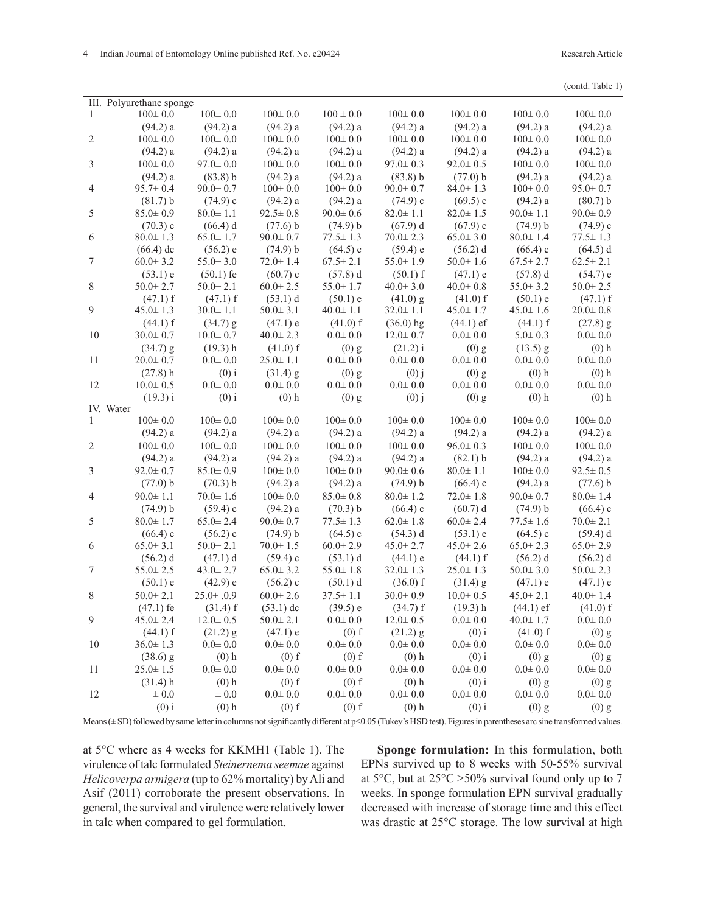(contd. Table 1)

| | | | | | | | | |
|---|---|---|---|---|---|---|---|---|
| III. Polyurethane sponge | | | | | | | | |
| 1 | 100± 0.0 (94.2) a | 100± 0.0 (94.2) a | 100± 0.0 (94.2) a | 100 ± 0.0 (94.2) a | 100± 0.0 (94.2) a | 100± 0.0 (94.2) a | 100± 0.0 (94.2) a | 100± 0.0 (94.2) a |
| 2 | 100± 0.0 (94.2) a | 100± 0.0 (94.2) a | 100± 0.0 (94.2) a | 100± 0.0 (94.2) a | 100± 0.0 (94.2) a | 100± 0.0 (94.2) a | 100± 0.0 (94.2) a | 100± 0.0 (94.2) a |
| 3 | 100± 0.0 (94.2) a | 97.0± 0.0 (83.8) b | 100± 0.0 (94.2) a | 100± 0.0 (94.2) a | 97.0± 0.3 (83.8) b | 92.0± 0.5 (77.0) b | 100± 0.0 (94.2) a | 100± 0.0 (94.2) a |
| 4 | 95.7± 0.4 (81.7) b | 90.0± 0.7 (74.9) c | 100± 0.0 (94.2) a | 100± 0.0 (94.2) a | 90.0± 0.7 (74.9) c | 84.0± 1.3 (69.5) c | 100± 0.0 (94.2) a | 95.0± 0.7 (80.7) b |
| 5 | 85.0± 0.9 (70.3) c | 80.0± 1.1 (66.4) d | 92.5± 0.8 (77.6) b | 90.0± 0.6 (74.9) b | 82.0± 1.1 (67.9) d | 82.0± 1.5 (67.9) c | 90.0± 1.1 (74.9) b | 90.0± 0.9 (74.9) c |
| 6 | 80.0± 1.3 (66.4) dc | 65.0± 1.7 (56.2) e | 90.0± 0.7 (74.9) b | 77.5± 1.3 (64.5) c | 70.0± 2.3 (59.4) e | 65.0± 3.0 (56.2) d | 80.0± 1.4 (66.4) c | 77.5± 1.3 (64.5) d |
| 7 | 60.0± 3.2 (53.1) e | 55.0± 3.0 (50.1) fe | 72.0± 1.4 (60.7) c | 67.5± 2.1 (57.8) d | 55.0± 1.9 (50.1) f | 50.0± 1.6 (47.1) e | 67.5± 2.7 (57.8) d | 62.5± 2.1 (54.7) e |
| 8 | 50.0± 2.7 (47.1) f | 50.0± 2.1 (47.1) f | 60.0± 2.5 (53.1) d | 55.0± 1.7 (50.1) e | 40.0± 3.0 (41.0) g | 40.0± 0.8 (41.0) f | 55.0± 3.2 (50.1) e | 50.0± 2.5 (47.1) f |
| 9 | 45.0± 1.3 (44.1) f | 30.0± 1.1 (34.7) g | 50.0± 3.1 (47.1) e | 40.0± 1.1 (41.0) f | 32.0± 1.1 (36.0) hg | 45.0± 1.7 (44.1) ef | 45.0± 1.6 (44.1) f | 20.0± 0.8 (27.8) g |
| 10 | 30.0± 0.7 (34.7) g | 10.0± 0.7 (19.3) h | 40.0± 2.3 (41.0) f | 0.0± 0.0 (0) g | 12.0± 0.7 (21.2) i | 0.0± 0.0 (0) g | 5.0± 0.3 (13.5) g | 0.0± 0.0 (0) h |
| 11 | 20.0± 0.7 (27.8) h | 0.0± 0.0 (0) i | 25.0± 1.1 (31.4) g | 0.0± 0.0 (0) g | 0.0± 0.0 (0) j | 0.0± 0.0 (0) g | 0.0± 0.0 (0) h | 0.0± 0.0 (0) h |
| 12 | 10.0± 0.5 (19.3) i | 0.0± 0.0 (0) i | 0.0± 0.0 (0) h | 0.0± 0.0 (0) g | 0.0± 0.0 (0) j | 0.0± 0.0 (0) g | 0.0± 0.0 (0) h | 0.0± 0.0 (0) h |
| IV. Water | | | | | | | | |
| 1 | 100± 0.0 (94.2) a | 100± 0.0 (94.2) a | 100± 0.0 (94.2) a | 100± 0.0 (94.2) a | 100± 0.0 (94.2) a | 100± 0.0 (94.2) a | 100± 0.0 (94.2) a | 100± 0.0 (94.2) a |
| 2 | 100± 0.0 (94.2) a | 100± 0.0 (94.2) a | 100± 0.0 (94.2) a | 100± 0.0 (94.2) a | 100± 0.0 (94.2) a | 96.0± 0.3 (82.1) b | 100± 0.0 (94.2) a | 100± 0.0 (94.2) a |
| 3 | 92.0± 0.7 (77.0) b | 85.0± 0.9 (70.3) b | 100± 0.0 (94.2) a | 100± 0.0 (94.2) a | 90.0± 0.6 (74.9) b | 80.0± 1.1 (66.4) c | 100± 0.0 (94.2) a | 92.5± 0.5 (77.6) b |
| 4 | 90.0± 1.1 (74.9) b | 70.0± 1.6 (59.4) c | 100± 0.0 (94.2) a | 85.0± 0.8 (70.3) b | 80.0± 1.2 (66.4) c | 72.0± 1.8 (60.7) d | 90.0± 0.7 (74.9) b | 80.0± 1.4 (66.4) c |
| 5 | 80.0± 1.7 (66.4) c | 65.0± 2.4 (56.2) c | 90.0± 0.7 (74.9) b | 77.5± 1.3 (64.5) c | 62.0± 1.8 (54.3) d | 60.0± 2.4 (53.1) e | 77.5± 1.6 (64.5) c | 70.0± 2.1 (59.4) d |
| 6 | 65.0± 3.1 (56.2) d | 50.0± 2.1 (47.1) d | 70.0± 1.5 (59.4) c | 60.0± 2.9 (53.1) d | 45.0± 2.7 (44.1) e | 45.0± 2.6 (44.1) f | 65.0± 2.3 (56.2) d | 65.0± 2.9 (56.2) d |
| 7 | 55.0± 2.5 (50.1) e | 43.0± 2.7 (42.9) e | 65.0± 3.2 (56.2) c | 55.0± 1.8 (50.1) d | 32.0± 1.3 (36.0) f | 25.0± 1.3 (31.4) g | 50.0± 3.0 (47.1) e | 50.0± 2.3 (47.1) e |
| 8 | 50.0± 2.1 (47.1) fe | 25.0± .0.9 (31.4) f | 60.0± 2.6 (53.1) dc | 37.5± 1.1 (39.5) e | 30.0± 0.9 (34.7) f | 10.0± 0.5 (19.3) h | 45.0± 2.1 (44.1) ef | 40.0± 1.4 (41.0) f |
| 9 | 45.0± 2.4 (44.1) f | 12.0± 0.5 (21.2) g | 50.0± 2.1 (47.1) e | 0.0± 0.0 (0) f | 12.0± 0.5 (21.2) g | 0.0± 0.0 (0) i | 40.0± 1.7 (41.0) f | 0.0± 0.0 (0) g |
| 10 | 36.0± 1.3 (38.6) g | 0.0± 0.0 (0) h | 0.0± 0.0 (0) f | 0.0± 0.0 (0) f | 0.0± 0.0 (0) h | 0.0± 0.0 (0) i | 0.0± 0.0 (0) g | 0.0± 0.0 (0) g |
| 11 | 25.0± 1.5 (31.4) h | 0.0± 0.0 (0) h | 0.0± 0.0 (0) f | 0.0± 0.0 (0) f | 0.0± 0.0 (0) h | 0.0± 0.0 (0) i | 0.0± 0.0 (0) g | 0.0± 0.0 (0) g |
| 12 | ± 0.0 (0) i | ± 0.0 (0) h | 0.0± 0.0 (0) f | 0.0± 0.0 (0) f | 0.0± 0.0 (0) h | 0.0± 0.0 (0) i | 0.0± 0.0 (0) g | 0.0± 0.0 (0) g |

Means (± SD) followed by same letter in columns not significantly different at p<0.05 (Tukey's HSD test). Figures in parentheses arc sine transformed values.

at 5°C where as 4 weeks for KKMH1 (Table 1). The virulence of talc formulated *Steinernema seemae* against *Helicoverpa armigera* (up to 62% mortality) by Ali and Asif (2011) corroborate the present observations. In general, the survival and virulence were relatively lower in talc when compared to gel formulation.

**Sponge formulation:** In this formulation, both EPNs survived up to 8 weeks with 50-55% survival at 5°C, but at 25°C >50% survival found only up to 7 weeks. In sponge formulation EPN survival gradually decreased with increase of storage time and this effect was drastic at 25°C storage. The low survival at high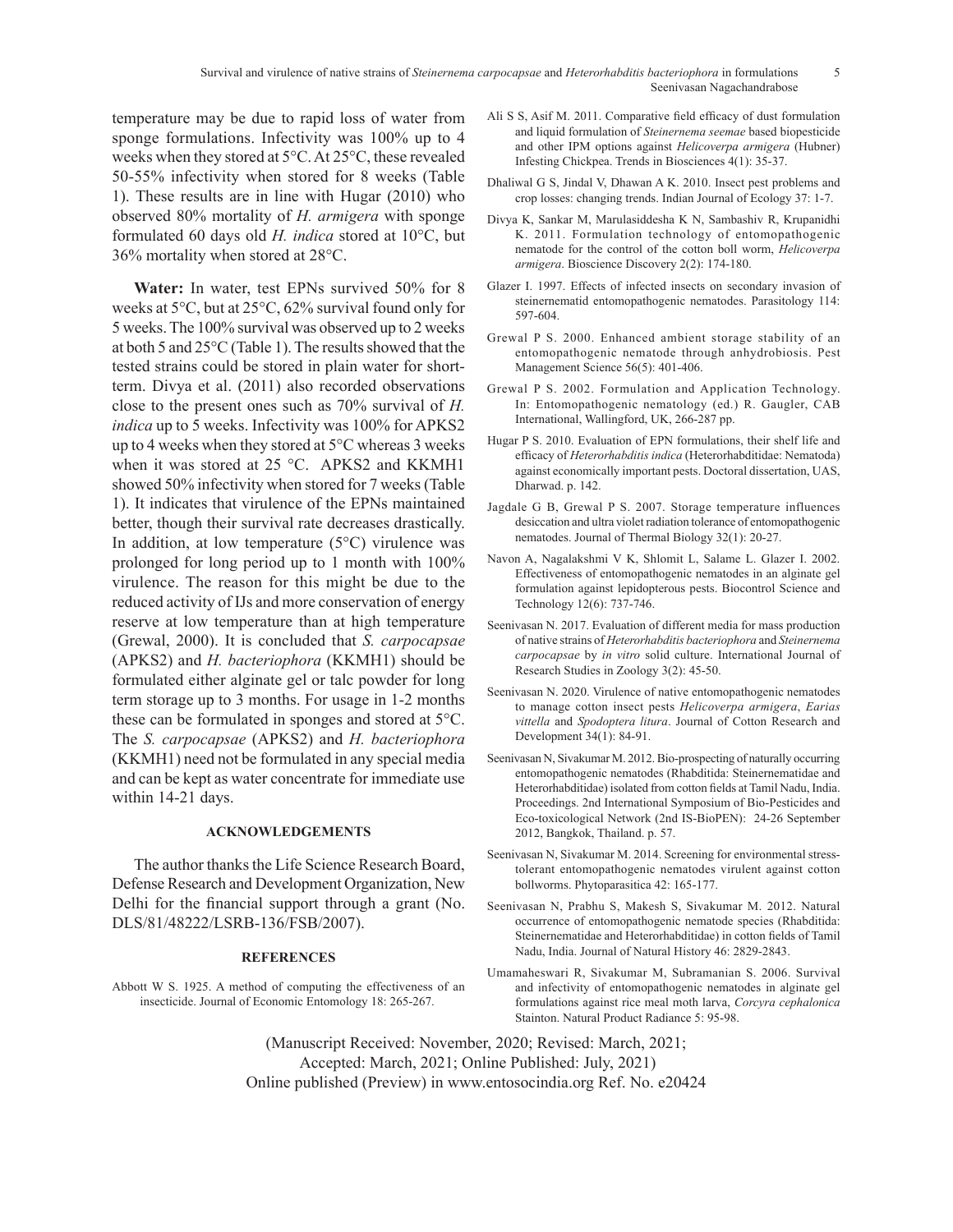temperature may be due to rapid loss of water from sponge formulations. Infectivity was 100% up to 4 weeks when they stored at 5°C. At 25°C, these revealed 50-55% infectivity when stored for 8 weeks (Table 1). These results are in line with Hugar (2010) who observed 80% mortality of *H. armigera* with sponge formulated 60 days old *H. indica* stored at 10°C, but 36% mortality when stored at 28°C.

**Water:** In water, test EPNs survived 50% for 8 weeks at 5°C, but at 25°C, 62% survival found only for 5 weeks. The 100% survival was observed up to 2 weeks at both 5 and 25°C (Table 1). The results showed that the tested strains could be stored in plain water for short-term. Divya et al. (2011) also recorded observations close to the present ones such as 70% survival of *H. indica* up to 5 weeks. Infectivity was 100% for APKS2 up to 4 weeks when they stored at 5°C whereas 3 weeks when it was stored at 25 °C. APKS2 and KKMH1 showed 50% infectivity when stored for 7 weeks (Table 1). It indicates that virulence of the EPNs maintained better, though their survival rate decreases drastically. In addition, at low temperature (5°C) virulence was prolonged for long period up to 1 month with 100% virulence. The reason for this might be due to the reduced activity of IJs and more conservation of energy reserve at low temperature than at high temperature (Grewal, 2000). It is concluded that *S. carpocapsae* (APKS2) and *H. bacteriophora* (KKMH1) should be formulated either alginate gel or talc powder for long term storage up to 3 months. For usage in 1-2 months these can be formulated in sponges and stored at 5°C. The *S. carpocapsae* (APKS2) and *H. bacteriophora* (KKMH1) need not be formulated in any special media and can be kept as water concentrate for immediate use within 14-21 days.

## ACKNOWLEDGEMENTS

The author thanks the Life Science Research Board, Defense Research and Development Organization, New Delhi for the financial support through a grant (No. DLS/81/48222/LSRB-136/FSB/2007).

## REFERENCES

Abbott W S. 1925. A method of computing the effectiveness of an insecticide. Journal of Economic Entomology 18: 265-267.

Ali S S, Asif M. 2011. Comparative field efficacy of dust formulation and liquid formulation of *Steinernema seemae* based biopesticide and other IPM options against *Helicoverpa armigera* (Hubner) Infesting Chickpea. Trends in Biosciences 4(1): 35-37.

Dhaliwal G S, Jindal V, Dhawan A K. 2010. Insect pest problems and crop losses: changing trends. Indian Journal of Ecology 37: 1-7.

Divya K, Sankar M, Marulasiddesha K N, Sambashiv R, Krupanidhi K. 2011. Formulation technology of entomopathogenic nematode for the control of the cotton boll worm, *Helicoverpa armigera*. Bioscience Discovery 2(2): 174-180.

Glazer I. 1997. Effects of infected insects on secondary invasion of steinernematid entomopathogenic nematodes. Parasitology 114: 597-604.

Grewal P S. 2000. Enhanced ambient storage stability of an entomopathogenic nematode through anhydrobiosis. Pest Management Science 56(5): 401-406.

Grewal P S. 2002. Formulation and Application Technology. In: Entomopathogenic nematology (ed.) R. Gaugler, CAB International, Wallingford, UK, 266-287 pp.

Hugar P S. 2010. Evaluation of EPN formulations, their shelf life and efficacy of *Heterorhabditis indica* (Heterorhabditidae: Nematoda) against economically important pests. Doctoral dissertation, UAS, Dharwad. p. 142.

Jagdale G B, Grewal P S. 2007. Storage temperature influences desiccation and ultra violet radiation tolerance of entomopathogenic nematodes. Journal of Thermal Biology 32(1): 20-27.

Navon A, Nagalakshmi V K, Shlomit L, Salame L. Glazer I. 2002. Effectiveness of entomopathogenic nematodes in an alginate gel formulation against lepidopterous pests. Biocontrol Science and Technology 12(6): 737-746.

Seenivasan N. 2017. Evaluation of different media for mass production of native strains of *Heterorhabditis bacteriophora* and *Steinernema carpocapsae* by *in vitro* solid culture. International Journal of Research Studies in Zoology 3(2): 45-50.

Seenivasan N. 2020. Virulence of native entomopathogenic nematodes to manage cotton insect pests *Helicoverpa armigera*, *Earias vittella* and *Spodoptera litura*. Journal of Cotton Research and Development 34(1): 84-91.

Seenivasan N, Sivakumar M. 2012. Bio-prospecting of naturally occurring entomopathogenic nematodes (Rhabditida: Steinernematidae and Heterorhabditidae) isolated from cotton fields at Tamil Nadu, India. Proceedings. 2nd International Symposium of Bio-Pesticides and Eco-toxicological Network (2nd IS-BioPEN): 24-26 September 2012, Bangkok, Thailand. p. 57.

Seenivasan N, Sivakumar M. 2014. Screening for environmental stress-tolerant entomopathogenic nematodes virulent against cotton bollworms. Phytoparasitica 42: 165-177.

Seenivasan N, Prabhu S, Makesh S, Sivakumar M. 2012. Natural occurrence of entomopathogenic nematode species (Rhabditida: Steinernematidae and Heterorhabditidae) in cotton fields of Tamil Nadu, India. Journal of Natural History 46: 2829-2843.

Umamaheswari R, Sivakumar M, Subramanian S. 2006. Survival and infectivity of entomopathogenic nematodes in alginate gel formulations against rice meal moth larva, *Corcyra cephalonica* Stainton. Natural Product Radiance 5: 95-98.

(Manuscript Received: November, 2020; Revised: March, 2021; Accepted: March, 2021; Online Published: July, 2021)
Online published (Preview) in www.entosocindia.org Ref. No. e20424